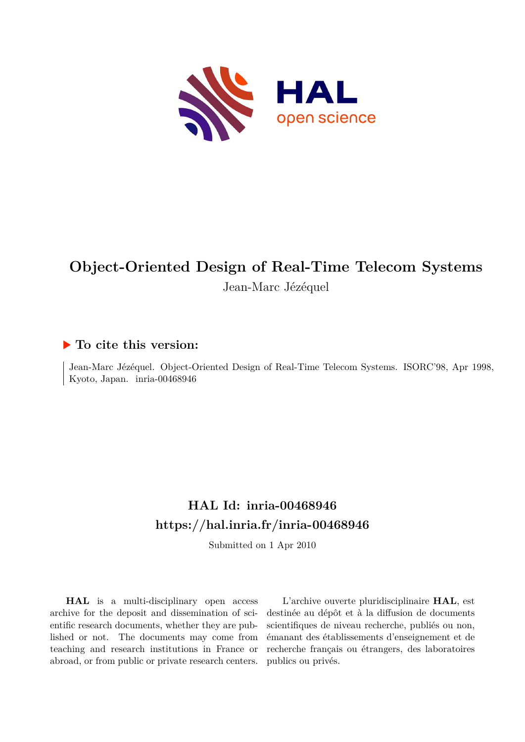# Object-Oriented Design of Real-Time Telecom Systems

Jean-Marc Jézéquel

## ▶ To cite this version:

Jean-Marc Jézéquel. Object-Oriented Design of Real-Time Telecom Systems. ISORC'98, Apr 1998, Kyoto, Japan. inria-00468946

## HAL Id: inria-00468946

## https://hal.inria.fr/inria-00468946

Submitted on 1 Apr 2010

**HAL** is a multi-disciplinary open access archive for the deposit and dissemination of scientific research documents, whether they are published or not. The documents may come from teaching and research institutions in France or abroad, or from public or private research centers.

L'archive ouverte pluridisciplinaire **HAL**, est destinée au dépôt et à la diffusion de documents scientifiques de niveau recherche, publiés ou non, émanant des établissements d'enseignement et de recherche français ou étrangers, des laboratoires publics ou privés.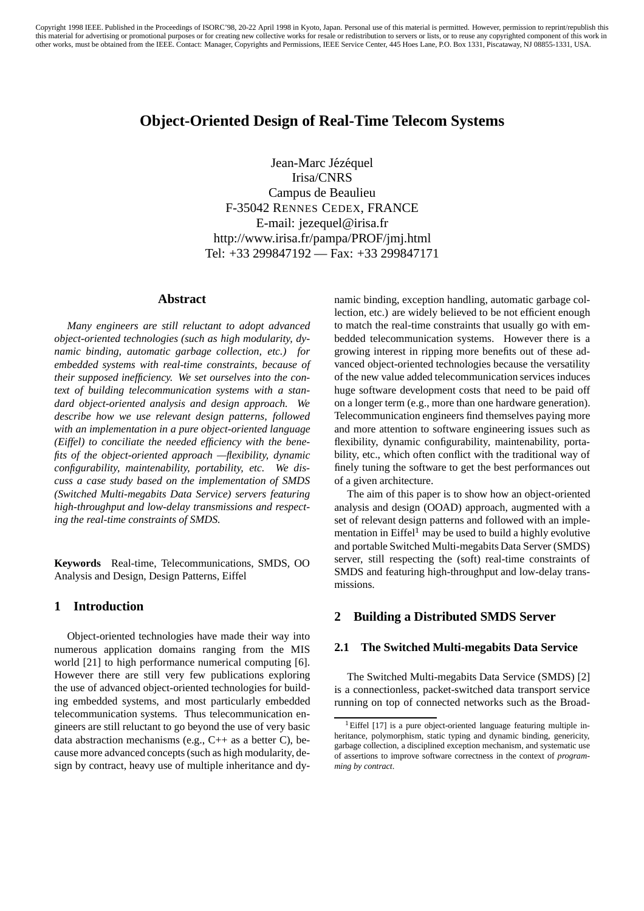Copyright 1998 IEEE. Published in the Proceedings of ISORC'98, 20-22 April 1998 in Kyoto, Japan. Personal use of this material is permitted. However, permission to reprint/republish this this material for advertising or promotional purposes or for creating new collective works for resale or redistribution to servers or lists, or to reuse any copyrighted component of this work in other works, must be obtained from the IEEE. Contact: Manager, Copyrights and Permissions, IEEE Service Center, 445 Hoes Lane, P.O. Box 1331, Piscataway, NJ 08855-1331, USA.

# Object-Oriented Design of Real-Time Telecom Systems

Jean-Marc Jézéquel
Irisa/CNRS
Campus de Beaulieu
F-35042 RENNES CEDEX, FRANCE
E-mail: jezequel@irisa.fr
http://www.irisa.fr/pampa/PROF/jmj.html
Tel: +33 299847192 — Fax: +33 299847171

## Abstract

*Many engineers are still reluctant to adopt advanced object-oriented technologies (such as high modularity, dynamic binding, automatic garbage collection, etc.) for embedded systems with real-time constraints, because of their supposed inefficiency. We set ourselves into the context of building telecommunication systems with a standard object-oriented analysis and design approach. We describe how we use relevant design patterns, followed with an implementation in a pure object-oriented language (Eiffel) to conciliate the needed efficiency with the benefits of the object-oriented approach —flexibility, dynamic configurability, maintenability, portability, etc. We discuss a case study based on the implementation of SMDS (Switched Multi-megabits Data Service) servers featuring high-throughput and low-delay transmissions and respecting the real-time constraints of SMDS.*

**Keywords** Real-time, Telecommunications, SMDS, OO Analysis and Design, Design Patterns, Eiffel

## 1 Introduction

Object-oriented technologies have made their way into numerous application domains ranging from the MIS world [21] to high performance numerical computing [6]. However there are still very few publications exploring the use of advanced object-oriented technologies for building embedded systems, and most particularly embedded telecommunication systems. Thus telecommunication engineers are still reluctant to go beyond the use of very basic data abstraction mechanisms (e.g., C++ as a better C), because more advanced concepts (such as high modularity, design by contract, heavy use of multiple inheritance and dynamic binding, exception handling, automatic garbage collection, etc.) are widely believed to be not efficient enough to match the real-time constraints that usually go with embedded telecommunication systems. However there is a growing interest in ripping more benefits out of these advanced object-oriented technologies because the versatility of the new value added telecommunication services induces huge software development costs that need to be paid off on a longer term (e.g., more than one hardware generation). Telecommunication engineers find themselves paying more and more attention to software engineering issues such as flexibility, dynamic configurability, maintenability, portability, etc., which often conflict with the traditional way of finely tuning the software to get the best performances out of a given architecture.

The aim of this paper is to show how an object-oriented analysis and design (OOAD) approach, augmented with a set of relevant design patterns and followed with an implementation in Eiffel[1] may be used to build a highly evolutive and portable Switched Multi-megabits Data Server (SMDS) server, still respecting the (soft) real-time constraints of SMDS and featuring high-throughput and low-delay transmissions.

## 2 Building a Distributed SMDS Server

### 2.1 The Switched Multi-megabits Data Service

The Switched Multi-megabits Data Service (SMDS) [2] is a connectionless, packet-switched data transport service running on top of connected networks such as the Broad-

[1] Eiffel [17] is a pure object-oriented language featuring multiple inheritance, polymorphism, static typing and dynamic binding, genericity, garbage collection, a disciplined exception mechanism, and systematic use of assertions to improve software correctness in the context of *programming by contract*.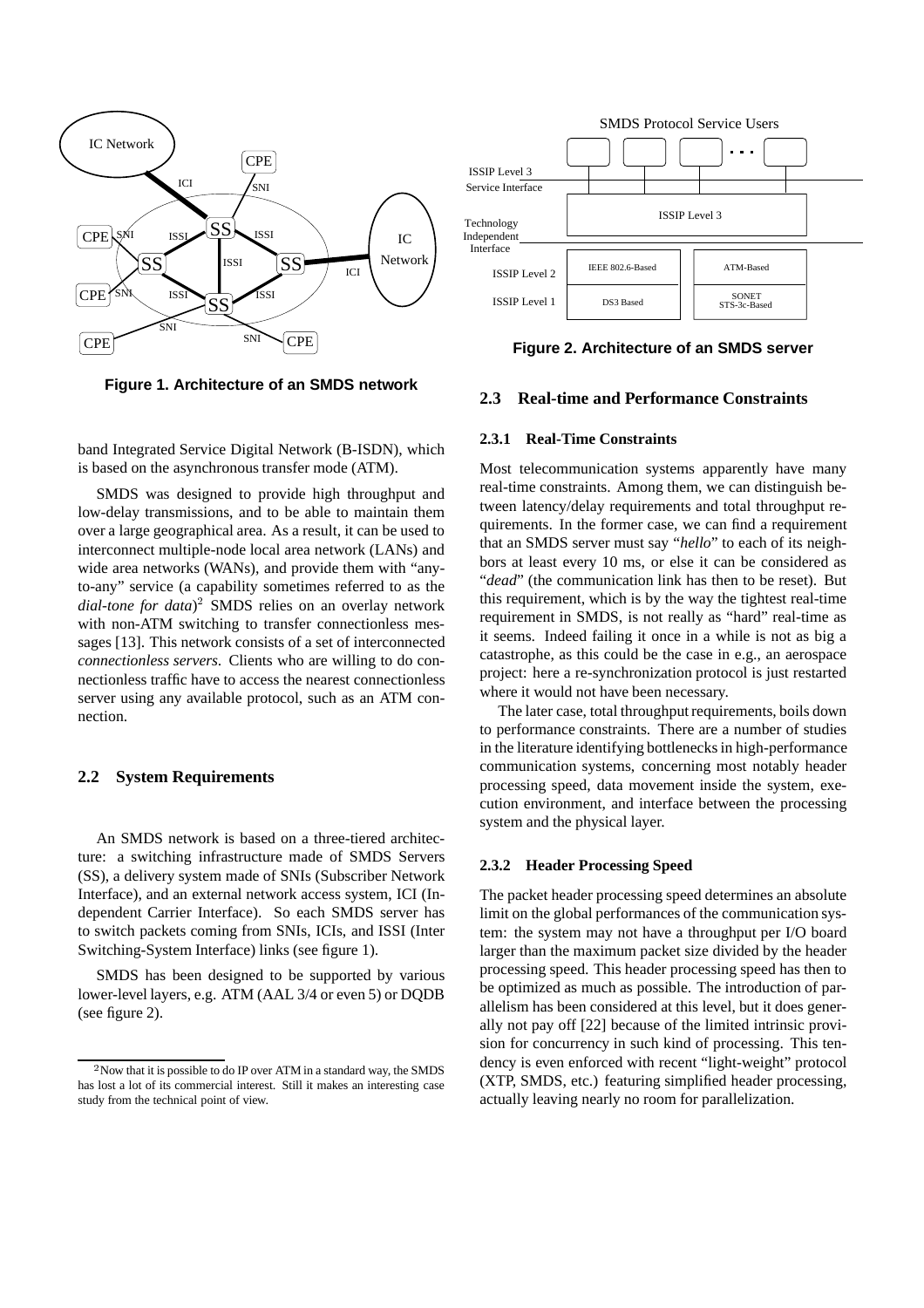Figure 1. Architecture of an SMDS network

band Integrated Service Digital Network (B-ISDN), which is based on the asynchronous transfer mode (ATM).

SMDS was designed to provide high throughput and low-delay transmissions, and to be able to maintain them over a large geographical area. As a result, it can be used to interconnect multiple-node local area network (LANs) and wide area networks (WANs), and provide them with "any-to-any" service (a capability sometimes referred to as the *dial-tone for data*)[2] SMDS relies on an overlay network with non-ATM switching to transfer connectionless messages [13]. This network consists of a set of interconnected *connectionless servers*. Clients who are willing to do connectionless traffic have to access the nearest connectionless server using any available protocol, such as an ATM connection.

## 2.2 System Requirements

An SMDS network is based on a three-tiered architecture: a switching infrastructure made of SMDS Servers (SS), a delivery system made of SNIs (Subscriber Network Interface), and an external network access system, ICI (Independent Carrier Interface). So each SMDS server has to switch packets coming from SNIs, ICIs, and ISSI (Inter Switching-System Interface) links (see figure 1).

SMDS has been designed to be supported by various lower-level layers, e.g. ATM (AAL 3/4 or even 5) or DQDB (see figure 2).

[2] Now that it is possible to do IP over ATM in a standard way, the SMDS has lost a lot of its commercial interest. Still it makes an interesting case study from the technical point of view.

Figure 2. Architecture of an SMDS server

## 2.3 Real-time and Performance Constraints

### 2.3.1 Real-Time Constraints

Most telecommunication systems apparently have many real-time constraints. Among them, we can distinguish between latency/delay requirements and total throughput requirements. In the former case, we can find a requirement that an SMDS server must say "*hello*" to each of its neighbors at least every 10 ms, or else it can be considered as "*dead*" (the communication link has then to be reset). But this requirement, which is by the way the tightest real-time requirement in SMDS, is not really as "hard" real-time as it seems. Indeed failing it once in a while is not as big a catastrophe, as this could be the case in e.g., an aerospace project: here a re-synchronization protocol is just restarted where it would not have been necessary.

The later case, total throughput requirements, boils down to performance constraints. There are a number of studies in the literature identifying bottlenecks in high-performance communication systems, concerning most notably header processing speed, data movement inside the system, execution environment, and interface between the processing system and the physical layer.

### 2.3.2 Header Processing Speed

The packet header processing speed determines an absolute limit on the global performances of the communication system: the system may not have a throughput per I/O board larger than the maximum packet size divided by the header processing speed. This header processing speed has then to be optimized as much as possible. The introduction of parallelism has been considered at this level, but it does generally not pay off [22] because of the limited intrinsic provision for concurrency in such kind of processing. This tendency is even enforced with recent "light-weight" protocol (XTP, SMDS, etc.) featuring simplified header processing, actually leaving nearly no room for parallelization.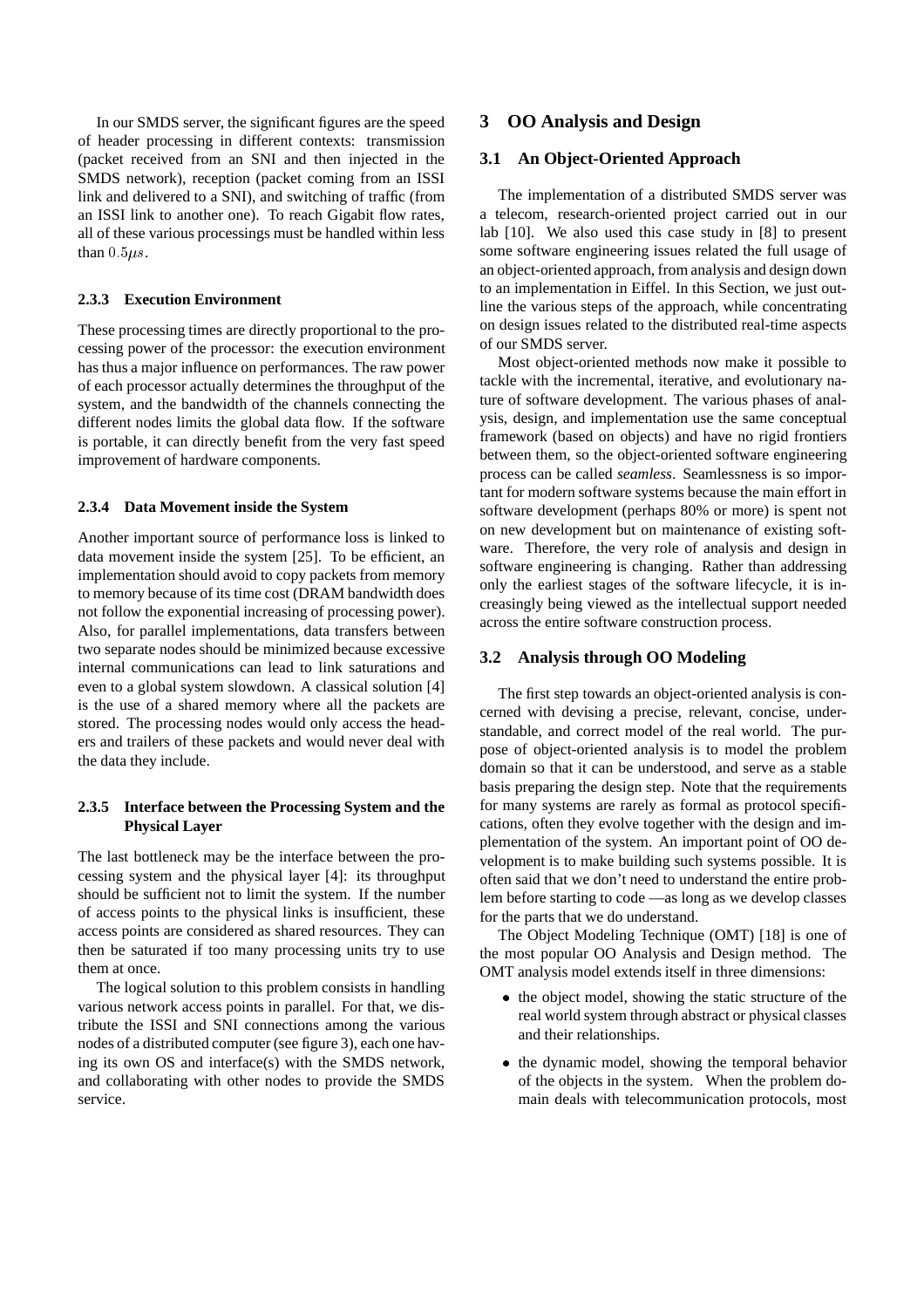In our SMDS server, the significant figures are the speed of header processing in different contexts: transmission (packet received from an SNI and then injected in the SMDS network), reception (packet coming from an ISSI link and delivered to a SNI), and switching of traffic (from an ISSI link to another one). To reach Gigabit flow rates, all of these various processings must be handled within less than $0.5\mu s$.

#### 2.3.3 Execution Environment

These processing times are directly proportional to the processing power of the processor: the execution environment has thus a major influence on performances. The raw power of each processor actually determines the throughput of the system, and the bandwidth of the channels connecting the different nodes limits the global data flow. If the software is portable, it can directly benefit from the very fast speed improvement of hardware components.

#### 2.3.4 Data Movement inside the System

Another important source of performance loss is linked to data movement inside the system [25]. To be efficient, an implementation should avoid to copy packets from memory to memory because of its time cost (DRAM bandwidth does not follow the exponential increasing of processing power). Also, for parallel implementations, data transfers between two separate nodes should be minimized because excessive internal communications can lead to link saturations and even to a global system slowdown. A classical solution [4] is the use of a shared memory where all the packets are stored. The processing nodes would only access the headers and trailers of these packets and would never deal with the data they include.

#### 2.3.5 Interface between the Processing System and the Physical Layer

The last bottleneck may be the interface between the processing system and the physical layer [4]: its throughput should be sufficient not to limit the system. If the number of access points to the physical links is insufficient, these access points are considered as shared resources. They can then be saturated if too many processing units try to use them at once.

The logical solution to this problem consists in handling various network access points in parallel. For that, we distribute the ISSI and SNI connections among the various nodes of a distributed computer (see figure 3), each one having its own OS and interface(s) with the SMDS network, and collaborating with other nodes to provide the SMDS service.

## 3 OO Analysis and Design

### 3.1 An Object-Oriented Approach

The implementation of a distributed SMDS server was a telecom, research-oriented project carried out in our lab [10]. We also used this case study in [8] to present some software engineering issues related the full usage of an object-oriented approach, from analysis and design down to an implementation in Eiffel. In this Section, we just outline the various steps of the approach, while concentrating on design issues related to the distributed real-time aspects of our SMDS server.

Most object-oriented methods now make it possible to tackle with the incremental, iterative, and evolutionary nature of software development. The various phases of analysis, design, and implementation use the same conceptual framework (based on objects) and have no rigid frontiers between them, so the object-oriented software engineering process can be called *seamless*. Seamlessness is so important for modern software systems because the main effort in software development (perhaps 80% or more) is spent not on new development but on maintenance of existing software. Therefore, the very role of analysis and design in software engineering is changing. Rather than addressing only the earliest stages of the software lifecycle, it is increasingly being viewed as the intellectual support needed across the entire software construction process.

### 3.2 Analysis through OO Modeling

The first step towards an object-oriented analysis is concerned with devising a precise, relevant, concise, understandable, and correct model of the real world. The purpose of object-oriented analysis is to model the problem domain so that it can be understood, and serve as a stable basis preparing the design step. Note that the requirements for many systems are rarely as formal as protocol specifications, often they evolve together with the design and implementation of the system. An important point of OO development is to make building such systems possible. It is often said that we don't need to understand the entire problem before starting to code —as long as we develop classes for the parts that we do understand.

The Object Modeling Technique (OMT) [18] is one of the most popular OO Analysis and Design method. The OMT analysis model extends itself in three dimensions:

- the object model, showing the static structure of the real world system through abstract or physical classes and their relationships.
- the dynamic model, showing the temporal behavior of the objects in the system. When the problem domain deals with telecommunication protocols, most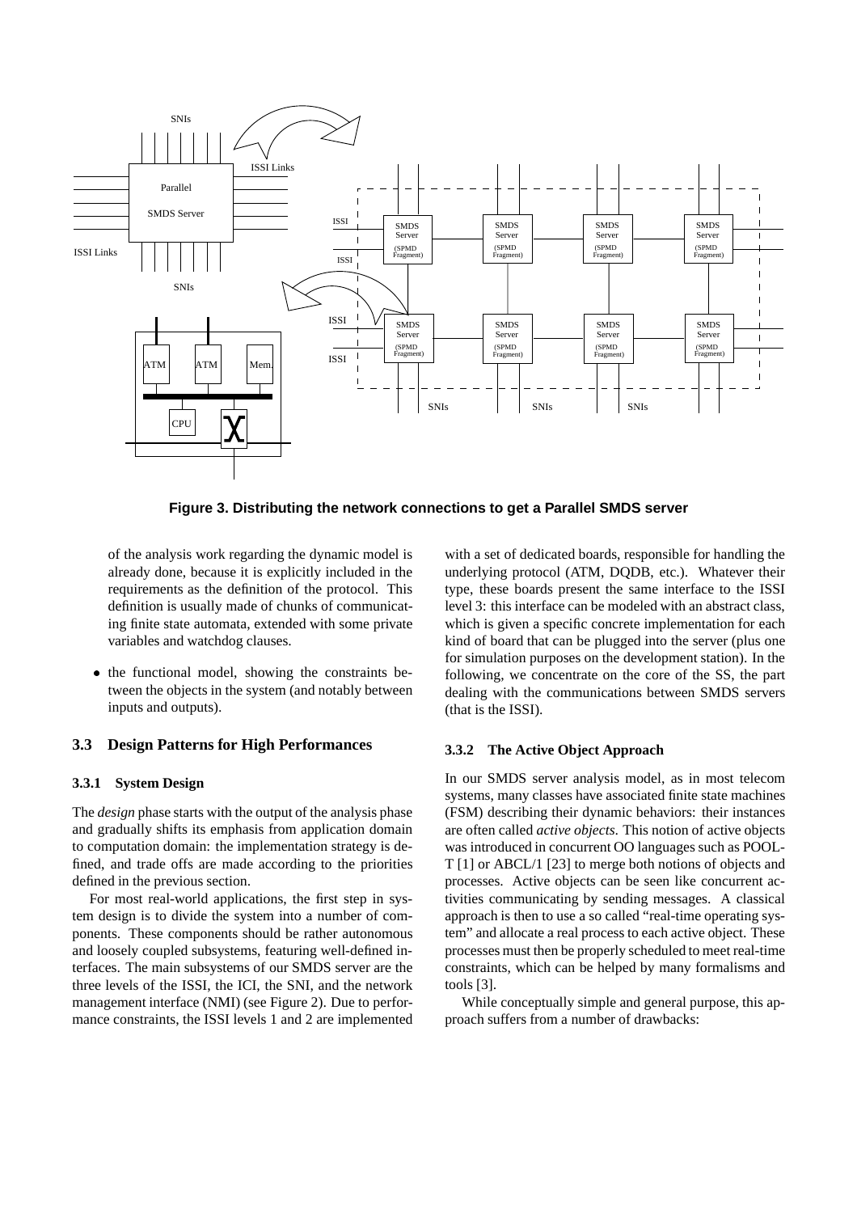Figure 3. Distributing the network connections to get a Parallel SMDS server

of the analysis work regarding the dynamic model is already done, because it is explicitly included in the requirements as the definition of the protocol. This definition is usually made of chunks of communicating finite state automata, extended with some private variables and watchdog clauses.

- the functional model, showing the constraints between the objects in the system (and notably between inputs and outputs).

## 3.3 Design Patterns for High Performances

### 3.3.1 System Design

The *design* phase starts with the output of the analysis phase and gradually shifts its emphasis from application domain to computation domain: the implementation strategy is defined, and trade offs are made according to the priorities defined in the previous section.

For most real-world applications, the first step in system design is to divide the system into a number of components. These components should be rather autonomous and loosely coupled subsystems, featuring well-defined interfaces. The main subsystems of our SMDS server are the three levels of the ISSI, the ICI, the SNI, and the network management interface (NMI) (see Figure 2). Due to performance constraints, the ISSI levels 1 and 2 are implemented with a set of dedicated boards, responsible for handling the underlying protocol (ATM, DQDB, etc.). Whatever their type, these boards present the same interface to the ISSI level 3: this interface can be modeled with an abstract class, which is given a specific concrete implementation for each kind of board that can be plugged into the server (plus one for simulation purposes on the development station). In the following, we concentrate on the core of the SS, the part dealing with the communications between SMDS servers (that is the ISSI).

### 3.3.2 The Active Object Approach

In our SMDS server analysis model, as in most telecom systems, many classes have associated finite state machines (FSM) describing their dynamic behaviors: their instances are often called *active objects*. This notion of active objects was introduced in concurrent OO languages such as POOL-T [1] or ABCL/1 [23] to merge both notions of objects and processes. Active objects can be seen like concurrent activities communicating by sending messages. A classical approach is then to use a so called "real-time operating system" and allocate a real process to each active object. These processes must then be properly scheduled to meet real-time constraints, which can be helped by many formalisms and tools [3].

While conceptually simple and general purpose, this approach suffers from a number of drawbacks: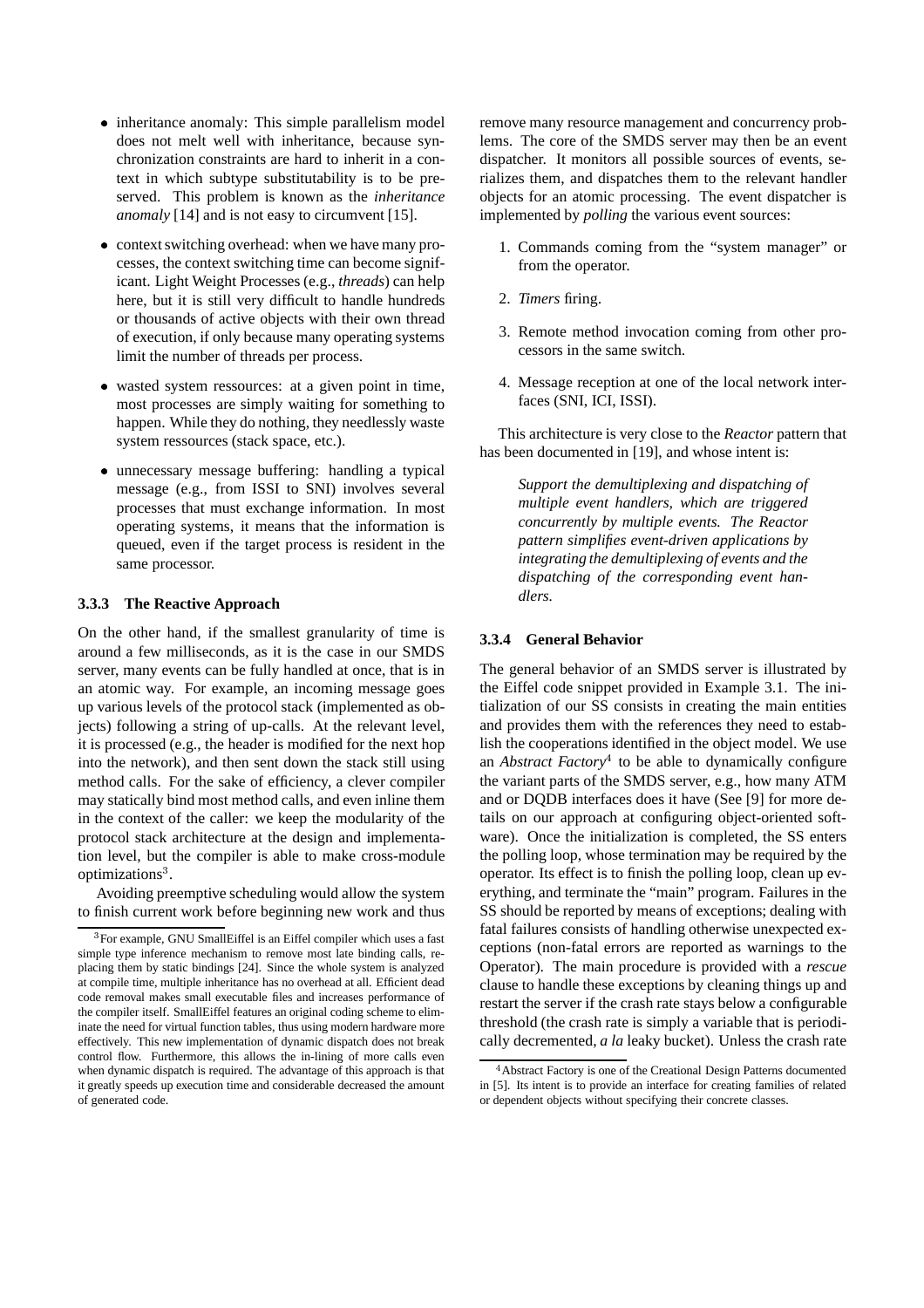- inheritance anomaly: This simple parallelism model does not melt well with inheritance, because synchronization constraints are hard to inherit in a context in which subtype substitutability is to be preserved. This problem is known as the *inheritance anomaly* [14] and is not easy to circumvent [15].
- context switching overhead: when we have many processes, the context switching time can become significant. Light Weight Processes (e.g., *threads*) can help here, but it is still very difficult to handle hundreds or thousands of active objects with their own thread of execution, if only because many operating systems limit the number of threads per process.
- wasted system ressources: at a given point in time, most processes are simply waiting for something to happen. While they do nothing, they needlessly waste system ressources (stack space, etc.).
- unnecessary message buffering: handling a typical message (e.g., from ISSI to SNI) involves several processes that must exchange information. In most operating systems, it means that the information is queued, even if the target process is resident in the same processor.

#### 3.3.3 The Reactive Approach

On the other hand, if the smallest granularity of time is around a few milliseconds, as it is the case in our SMDS server, many events can be fully handled at once, that is in an atomic way. For example, an incoming message goes up various levels of the protocol stack (implemented as objects) following a string of up-calls. At the relevant level, it is processed (e.g., the header is modified for the next hop into the network), and then sent down the stack still using method calls. For the sake of efficiency, a clever compiler may statically bind most method calls, and even inline them in the context of the caller: we keep the modularity of the protocol stack architecture at the design and implementation level, but the compiler is able to make cross-module optimizations[3].

Avoiding preemptive scheduling would allow the system to finish current work before beginning new work and thus remove many resource management and concurrency problems. The core of the SMDS server may then be an event dispatcher. It monitors all possible sources of events, serializes them, and dispatches them to the relevant handler objects for an atomic processing. The event dispatcher is implemented by *polling* the various event sources:

1. Commands coming from the "system manager" or from the operator.
2. *Timers* firing.
3. Remote method invocation coming from other processors in the same switch.
4. Message reception at one of the local network interfaces (SNI, ICI, ISSI).

This architecture is very close to the *Reactor* pattern that has been documented in [19], and whose intent is:

> *Support the demultiplexing and dispatching of multiple event handlers, which are triggered concurrently by multiple events. The Reactor pattern simplifies event-driven applications by integrating the demultiplexing of events and the dispatching of the corresponding event handlers.*

#### 3.3.4 General Behavior

The general behavior of an SMDS server is illustrated by the Eiffel code snippet provided in Example 3.1. The initialization of our SS consists in creating the main entities and provides them with the references they need to establish the cooperations identified in the object model. We use an *Abstract Factory*[4] to be able to dynamically configure the variant parts of the SMDS server, e.g., how many ATM and or DQDB interfaces does it have (See [9] for more details on our approach at configuring object-oriented software). Once the initialization is completed, the SS enters the polling loop, whose termination may be required by the operator. Its effect is to finish the polling loop, clean up everything, and terminate the "main" program. Failures in the SS should be reported by means of exceptions; dealing with fatal failures consists of handling otherwise unexpected exceptions (non-fatal errors are reported as warnings to the Operator). The main procedure is provided with a *rescue* clause to handle these exceptions by cleaning things up and restart the server if the crash rate stays below a configurable threshold (the crash rate is simply a variable that is periodically decremented, *a la* leaky bucket). Unless the crash rate

[3] For example, GNU SmallEiffel is an Eiffel compiler which uses a fast simple type inference mechanism to remove most late binding calls, replacing them by static bindings [24]. Since the whole system is analyzed at compile time, multiple inheritance has no overhead at all. Efficient dead code removal makes small executable files and increases performance of the compiler itself. SmallEiffel features an original coding scheme to eliminate the need for virtual function tables, thus using modern hardware more effectively. This new implementation of dynamic dispatch does not break control flow. Furthermore, this allows the in-lining of more calls even when dynamic dispatch is required. The advantage of this approach is that it greatly speeds up execution time and considerable decreased the amount of generated code.

[4] Abstract Factory is one of the Creational Design Patterns documented in [5]. Its intent is to provide an interface for creating families of related or dependent objects without specifying their concrete classes.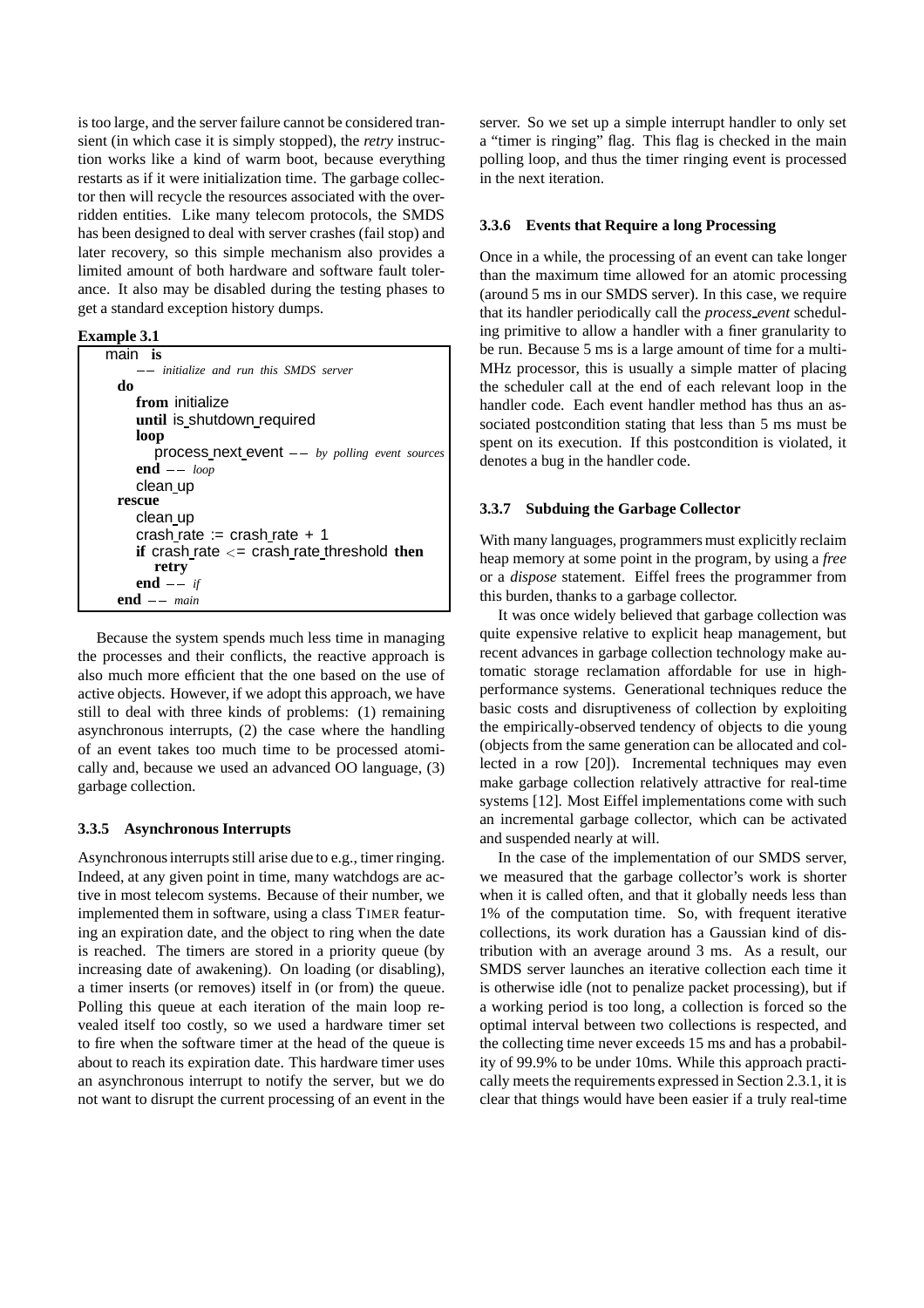is too large, and the server failure cannot be considered transient (in which case it is simply stopped), the *retry* instruction works like a kind of warm boot, because everything restarts as if it were initialization time. The garbage collector then will recycle the resources associated with the overridden entities. Like many telecom protocols, the SMDS has been designed to deal with server crashes (fail stop) and later recovery, so this simple mechanism also provides a limited amount of both hardware and software fault tolerance. It also may be disabled during the testing phases to get a standard exception history dumps.

**Example 3.1**

```
main is
        -- initialize and run this SMDS server
    do
        from initialize
        until is_shutdown_required
        loop
            process_next_event -- by polling event sources
        end -- loop
        clean_up
    rescue
        clean_up
        crash_rate := crash_rate + 1
        if crash_rate <= crash_rate_threshold then
            retry
        end -- if
    end -- main
```

Because the system spends much less time in managing the processes and their conflicts, the reactive approach is also much more efficient that the one based on the use of active objects. However, if we adopt this approach, we have still to deal with three kinds of problems: (1) remaining asynchronous interrupts, (2) the case where the handling of an event takes too much time to be processed atomically and, because we used an advanced OO language, (3) garbage collection.

### 3.3.5 Asynchronous Interrupts

Asynchronous interrupts still arise due to e.g., timer ringing. Indeed, at any given point in time, many watchdogs are active in most telecom systems. Because of their number, we implemented them in software, using a class TIMER featuring an expiration date, and the object to ring when the date is reached. The timers are stored in a priority queue (by increasing date of awakening). On loading (or disabling), a timer inserts (or removes) itself in (or from) the queue. Polling this queue at each iteration of the main loop revealed itself too costly, so we used a hardware timer set to fire when the software timer at the head of the queue is about to reach its expiration date. This hardware timer uses an asynchronous interrupt to notify the server, but we do not want to disrupt the current processing of an event in the server. So we set up a simple interrupt handler to only set a "timer is ringing" flag. This flag is checked in the main polling loop, and thus the timer ringing event is processed in the next iteration.

### 3.3.6 Events that Require a long Processing

Once in a while, the processing of an event can take longer than the maximum time allowed for an atomic processing (around 5 ms in our SMDS server). In this case, we require that its handler periodically call the *process_event* scheduling primitive to allow a handler with a finer granularity to be run. Because 5 ms is a large amount of time for a multi-MHz processor, this is usually a simple matter of placing the scheduler call at the end of each relevant loop in the handler code. Each event handler method has thus an associated postcondition stating that less than 5 ms must be spent on its execution. If this postcondition is violated, it denotes a bug in the handler code.

### 3.3.7 Subduing the Garbage Collector

With many languages, programmers must explicitly reclaim heap memory at some point in the program, by using a *free* or a *dispose* statement. Eiffel frees the programmer from this burden, thanks to a garbage collector.

It was once widely believed that garbage collection was quite expensive relative to explicit heap management, but recent advances in garbage collection technology make automatic storage reclamation affordable for use in high-performance systems. Generational techniques reduce the basic costs and disruptiveness of collection by exploiting the empirically-observed tendency of objects to die young (objects from the same generation can be allocated and collected in a row [20]). Incremental techniques may even make garbage collection relatively attractive for real-time systems [12]. Most Eiffel implementations come with such an incremental garbage collector, which can be activated and suspended nearly at will.

In the case of the implementation of our SMDS server, we measured that the garbage collector's work is shorter when it is called often, and that it globally needs less than 1% of the computation time. So, with frequent iterative collections, its work duration has a Gaussian kind of distribution with an average around 3 ms. As a result, our SMDS server launches an iterative collection each time it is otherwise idle (not to penalize packet processing), but if a working period is too long, a collection is forced so the optimal interval between two collections is respected, and the collecting time never exceeds 15 ms and has a probability of 99.9% to be under 10ms. While this approach practically meets the requirements expressed in Section 2.3.1, it is clear that things would have been easier if a truly real-time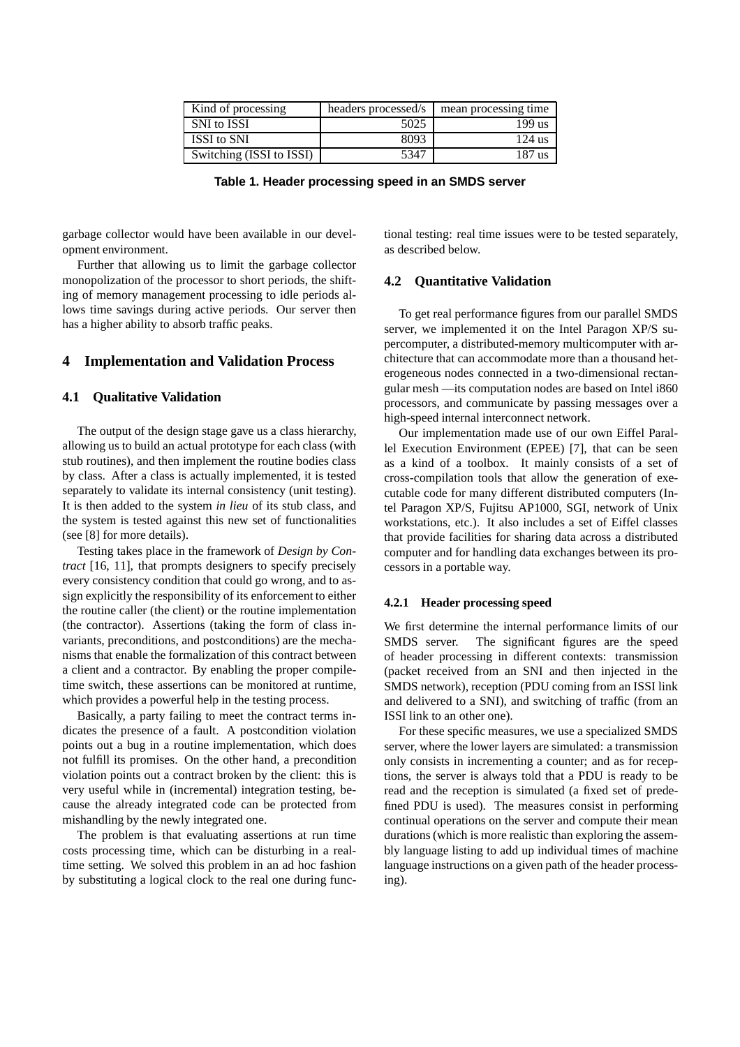| Kind of processing | headers processed/s | mean processing time |
|---|---|---|
| SNI to ISSI | 5025 | 199 us |
| ISSI to SNI | 8093 | 124 us |
| Switching (ISSI to ISSI) | 5347 | 187 us |

**Table 1. Header processing speed in an SMDS server**

garbage collector would have been available in our development environment.

Further that allowing us to limit the garbage collector monopolization of the processor to short periods, the shifting of memory management processing to idle periods allows time savings during active periods. Our server then has a higher ability to absorb traffic peaks.

## 4 Implementation and Validation Process

### 4.1 Qualitative Validation

The output of the design stage gave us a class hierarchy, allowing us to build an actual prototype for each class (with stub routines), and then implement the routine bodies class by class. After a class is actually implemented, it is tested separately to validate its internal consistency (unit testing). It is then added to the system *in lieu* of its stub class, and the system is tested against this new set of functionalities (see [8] for more details).

Testing takes place in the framework of *Design by Contract* [16, 11], that prompts designers to specify precisely every consistency condition that could go wrong, and to assign explicitly the responsibility of its enforcement to either the routine caller (the client) or the routine implementation (the contractor). Assertions (taking the form of class invariants, preconditions, and postconditions) are the mechanisms that enable the formalization of this contract between a client and a contractor. By enabling the proper compile-time switch, these assertions can be monitored at runtime, which provides a powerful help in the testing process.

Basically, a party failing to meet the contract terms indicates the presence of a fault. A postcondition violation points out a bug in a routine implementation, which does not fulfill its promises. On the other hand, a precondition violation points out a contract broken by the client: this is very useful while in (incremental) integration testing, because the already integrated code can be protected from mishandling by the newly integrated one.

The problem is that evaluating assertions at run time costs processing time, which can be disturbing in a real-time setting. We solved this problem in an ad hoc fashion by substituting a logical clock to the real one during functional testing: real time issues were to be tested separately, as described below.

### 4.2 Quantitative Validation

To get real performance figures from our parallel SMDS server, we implemented it on the Intel Paragon XP/S supercomputer, a distributed-memory multicomputer with architecture that can accommodate more than a thousand heterogeneous nodes connected in a two-dimensional rectangular mesh —its computation nodes are based on Intel i860 processors, and communicate by passing messages over a high-speed internal interconnect network.

Our implementation made use of our own Eiffel Parallel Execution Environment (EPEE) [7], that can be seen as a kind of a toolbox. It mainly consists of a set of cross-compilation tools that allow the generation of executable code for many different distributed computers (Intel Paragon XP/S, Fujitsu AP1000, SGI, network of Unix workstations, etc.). It also includes a set of Eiffel classes that provide facilities for sharing data across a distributed computer and for handling data exchanges between its processors in a portable way.

#### 4.2.1 Header processing speed

We first determine the internal performance limits of our SMDS server. The significant figures are the speed of header processing in different contexts: transmission (packet received from an SNI and then injected in the SMDS network), reception (PDU coming from an ISSI link and delivered to a SNI), and switching of traffic (from an ISSI link to an other one).

For these specific measures, we use a specialized SMDS server, where the lower layers are simulated: a transmission only consists in incrementing a counter; and as for receptions, the server is always told that a PDU is ready to be read and the reception is simulated (a fixed set of predefined PDU is used). The measures consist in performing continual operations on the server and compute their mean durations (which is more realistic than exploring the assembly language listing to add up individual times of machine language instructions on a given path of the header processing).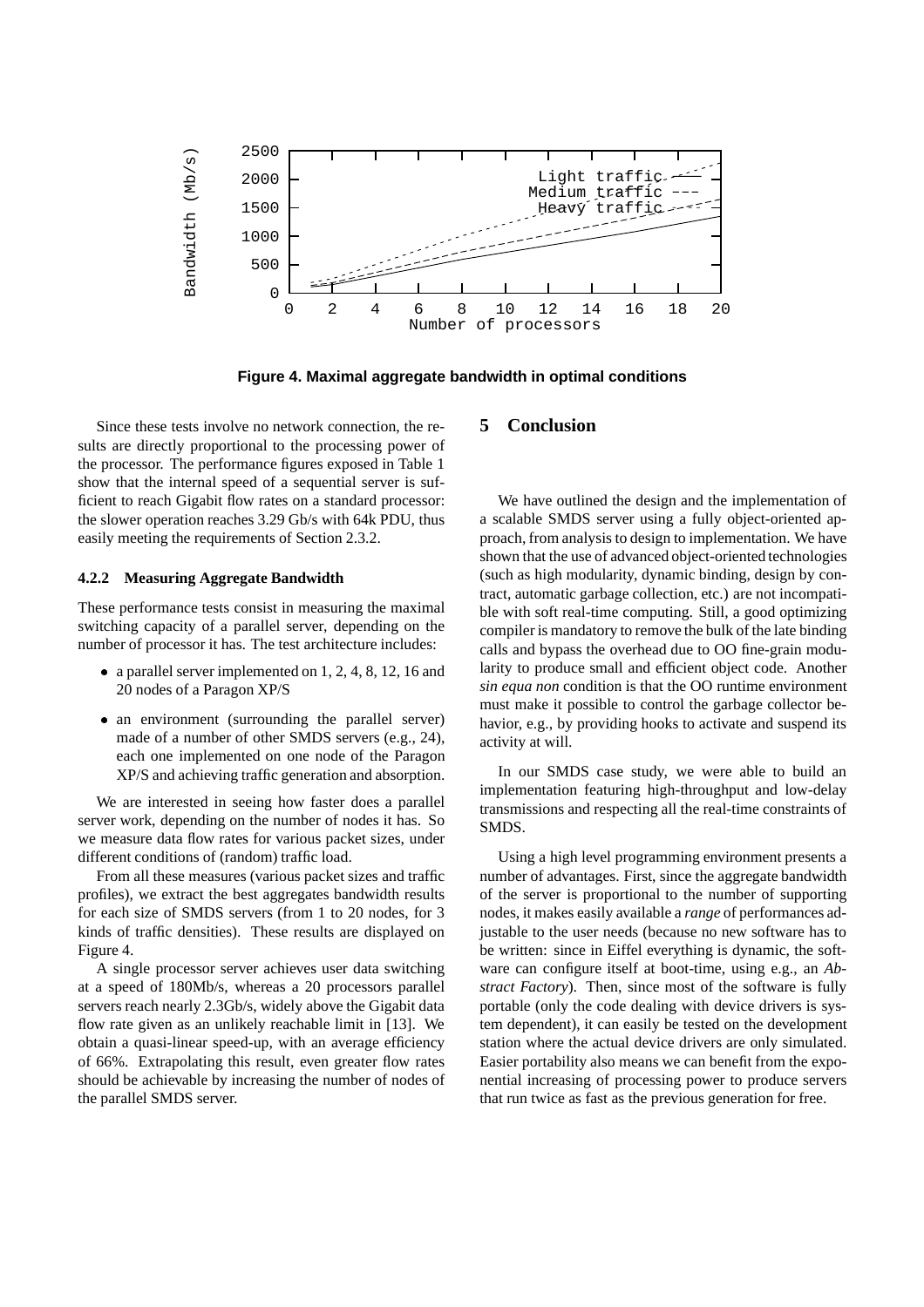Bandwidth (Mb/s)

2500
2000
1500
1000
500
0

0 2 4 6 8 10 12 14 16 18 20

Number of processors

Light traffic
Medium traffic
Heavy traffic

**Figure 4. Maximal aggregate bandwidth in optimal conditions**

Since these tests involve no network connection, the results are directly proportional to the processing power of the processor. The performance figures exposed in Table 1 show that the internal speed of a sequential server is sufficient to reach Gigabit flow rates on a standard processor: the slower operation reaches 3.29 Gb/s with 64k PDU, thus easily meeting the requirements of Section 2.3.2.

#### 4.2.2 Measuring Aggregate Bandwidth

These performance tests consist in measuring the maximal switching capacity of a parallel server, depending on the number of processor it has. The test architecture includes:

- a parallel server implemented on 1, 2, 4, 8, 12, 16 and 20 nodes of a Paragon XP/S
- an environment (surrounding the parallel server) made of a number of other SMDS servers (e.g., 24), each one implemented on one node of the Paragon XP/S and achieving traffic generation and absorption.

We are interested in seeing how faster does a parallel server work, depending on the number of nodes it has. So we measure data flow rates for various packet sizes, under different conditions of (random) traffic load.

From all these measures (various packet sizes and traffic profiles), we extract the best aggregates bandwidth results for each size of SMDS servers (from 1 to 20 nodes, for 3 kinds of traffic densities). These results are displayed on Figure 4.

A single processor server achieves user data switching at a speed of 180Mb/s, whereas a 20 processors parallel servers reach nearly 2.3Gb/s, widely above the Gigabit data flow rate given as an unlikely reachable limit in [13]. We obtain a quasi-linear speed-up, with an average efficiency of 66%. Extrapolating this result, even greater flow rates should be achievable by increasing the number of nodes of the parallel SMDS server.

## 5 Conclusion

We have outlined the design and the implementation of a scalable SMDS server using a fully object-oriented approach, from analysis to design to implementation. We have shown that the use of advanced object-oriented technologies (such as high modularity, dynamic binding, design by contract, automatic garbage collection, etc.) are not incompatible with soft real-time computing. Still, a good optimizing compiler is mandatory to remove the bulk of the late binding calls and bypass the overhead due to OO fine-grain modularity to produce small and efficient object code. Another *sin equa non* condition is that the OO runtime environment must make it possible to control the garbage collector behavior, e.g., by providing hooks to activate and suspend its activity at will.

In our SMDS case study, we were able to build an implementation featuring high-throughput and low-delay transmissions and respecting all the real-time constraints of SMDS.

Using a high level programming environment presents a number of advantages. First, since the aggregate bandwidth of the server is proportional to the number of supporting nodes, it makes easily available a *range* of performances adjustable to the user needs (because no new software has to be written: since in Eiffel everything is dynamic, the software can configure itself at boot-time, using e.g., an *Abstract Factory*). Then, since most of the software is fully portable (only the code dealing with device drivers is system dependent), it can easily be tested on the development station where the actual device drivers are only simulated. Easier portability also means we can benefit from the exponential increasing of processing power to produce servers that run twice as fast as the previous generation for free.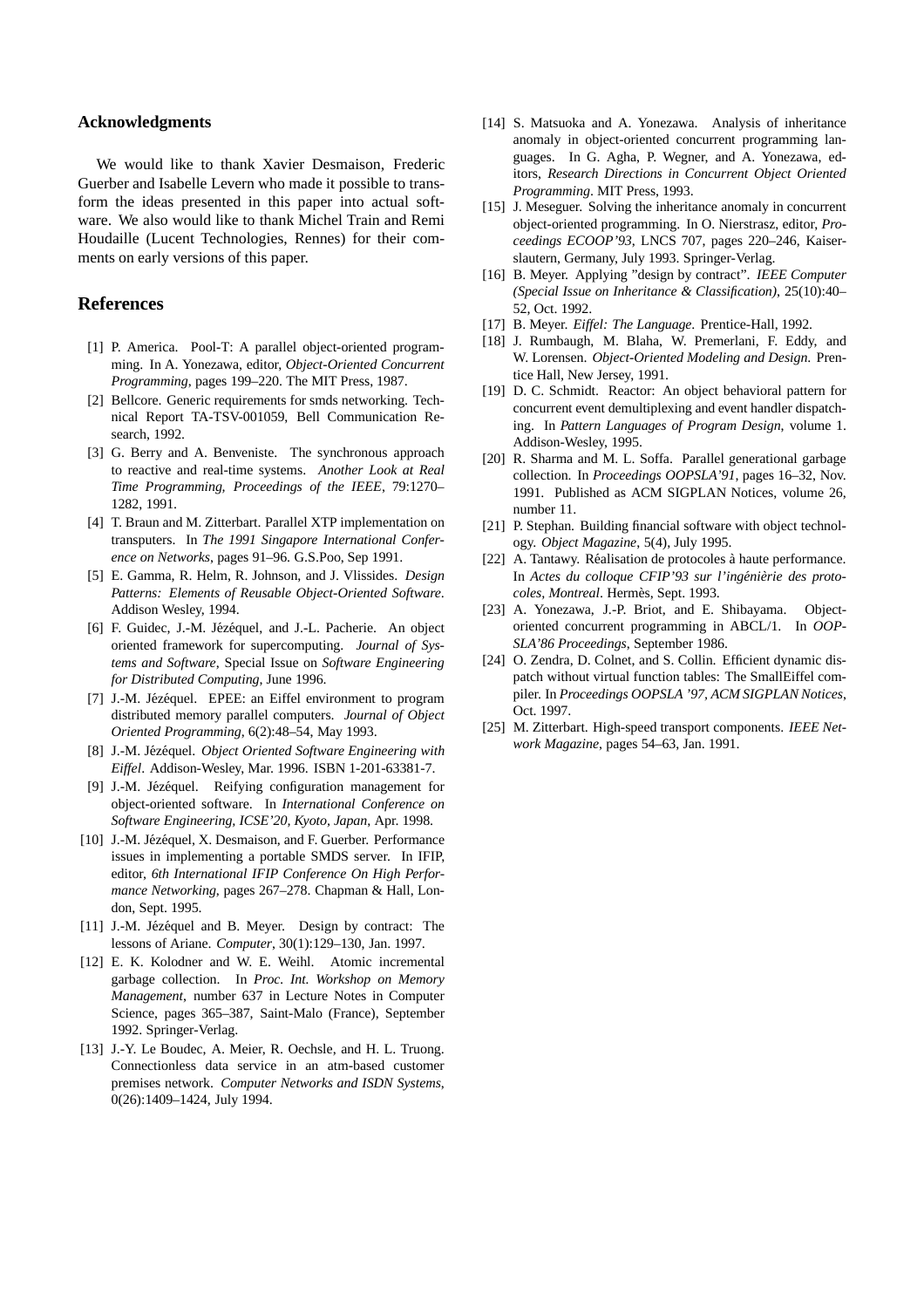## Acknowledgments

We would like to thank Xavier Desmaison, Frederic Guerber and Isabelle Levern who made it possible to transform the ideas presented in this paper into actual software. We also would like to thank Michel Train and Remi Houdaille (Lucent Technologies, Rennes) for their comments on early versions of this paper.

## References

[1] P. America. Pool-T: A parallel object-oriented programming. In A. Yonezawa, editor, *Object-Oriented Concurrent Programming*, pages 199–220. The MIT Press, 1987.

[2] Bellcore. Generic requirements for smds networking. Technical Report TA-TSV-001059, Bell Communication Research, 1992.

[3] G. Berry and A. Benveniste. The synchronous approach to reactive and real-time systems. *Another Look at Real Time Programming, Proceedings of the IEEE*, 79:1270–1282, 1991.

[4] T. Braun and M. Zitterbart. Parallel XTP implementation on transputers. In *The 1991 Singapore International Conference on Networks*, pages 91–96. G.S.Poo, Sep 1991.

[5] E. Gamma, R. Helm, R. Johnson, and J. Vlissides. *Design Patterns: Elements of Reusable Object-Oriented Software*. Addison Wesley, 1994.

[6] F. Guidec, J.-M. Jézéquel, and J.-L. Pacherie. An object oriented framework for supercomputing. *Journal of Systems and Software*, Special Issue on *Software Engineering for Distributed Computing*, June 1996.

[7] J.-M. Jézéquel. EPEE: an Eiffel environment to program distributed memory parallel computers. *Journal of Object Oriented Programming*, 6(2):48–54, May 1993.

[8] J.-M. Jézéquel. *Object Oriented Software Engineering with Eiffel*. Addison-Wesley, Mar. 1996. ISBN 1-201-63381-7.

[9] J.-M. Jézéquel. Reifying configuration management for object-oriented software. In *International Conference on Software Engineering, ICSE'20, Kyoto, Japan*, Apr. 1998.

[10] J.-M. Jézéquel, X. Desmaison, and F. Guerber. Performance issues in implementing a portable SMDS server. In IFIP, editor, *6th International IFIP Conference On High Performance Networking*, pages 267–278. Chapman & Hall, London, Sept. 1995.

[11] J.-M. Jézéquel and B. Meyer. Design by contract: The lessons of Ariane. *Computer*, 30(1):129–130, Jan. 1997.

[12] E. K. Kolodner and W. E. Weihl. Atomic incremental garbage collection. In *Proc. Int. Workshop on Memory Management*, number 637 in Lecture Notes in Computer Science, pages 365–387, Saint-Malo (France), September 1992. Springer-Verlag.

[13] J.-Y. Le Boudec, A. Meier, R. Oechsle, and H. L. Truong. Connectionless data service in an atm-based customer premises network. *Computer Networks and ISDN Systems*, 0(26):1409–1424, July 1994.

[14] S. Matsuoka and A. Yonezawa. Analysis of inheritance anomaly in object-oriented concurrent programming languages. In G. Agha, P. Wegner, and A. Yonezawa, editors, *Research Directions in Concurrent Object Oriented Programming*. MIT Press, 1993.

[15] J. Meseguer. Solving the inheritance anomaly in concurrent object-oriented programming. In O. Nierstrasz, editor, *Proceedings ECOOP'93*, LNCS 707, pages 220–246, Kaiserslautern, Germany, July 1993. Springer-Verlag.

[16] B. Meyer. Applying "design by contract". *IEEE Computer (Special Issue on Inheritance & Classification)*, 25(10):40–52, Oct. 1992.

[17] B. Meyer. *Eiffel: The Language*. Prentice-Hall, 1992.

[18] J. Rumbaugh, M. Blaha, W. Premerlani, F. Eddy, and W. Lorensen. *Object-Oriented Modeling and Design*. Prentice Hall, New Jersey, 1991.

[19] D. C. Schmidt. Reactor: An object behavioral pattern for concurrent event demultiplexing and event handler dispatching. In *Pattern Languages of Program Design*, volume 1. Addison-Wesley, 1995.

[20] R. Sharma and M. L. Soffa. Parallel generational garbage collection. In *Proceedings OOPSLA'91*, pages 16–32, Nov. 1991. Published as ACM SIGPLAN Notices, volume 26, number 11.

[21] P. Stephan. Building financial software with object technology. *Object Magazine*, 5(4), July 1995.

[22] A. Tantawy. Réalisation de protocoles à haute performance. In *Actes du colloque CFIP'93 sur l'ingénièrie des protocoles, Montreal*. Hermès, Sept. 1993.

[23] A. Yonezawa, J.-P. Briot, and E. Shibayama. Object-oriented concurrent programming in ABCL/1. In *OOPSLA'86 Proceedings*, September 1986.

[24] O. Zendra, D. Colnet, and S. Collin. Efficient dynamic dispatch without virtual function tables: The SmallEiffel compiler. In *Proceedings OOPSLA '97, ACM SIGPLAN Notices*, Oct. 1997.

[25] M. Zitterbart. High-speed transport components. *IEEE Network Magazine*, pages 54–63, Jan. 1991.